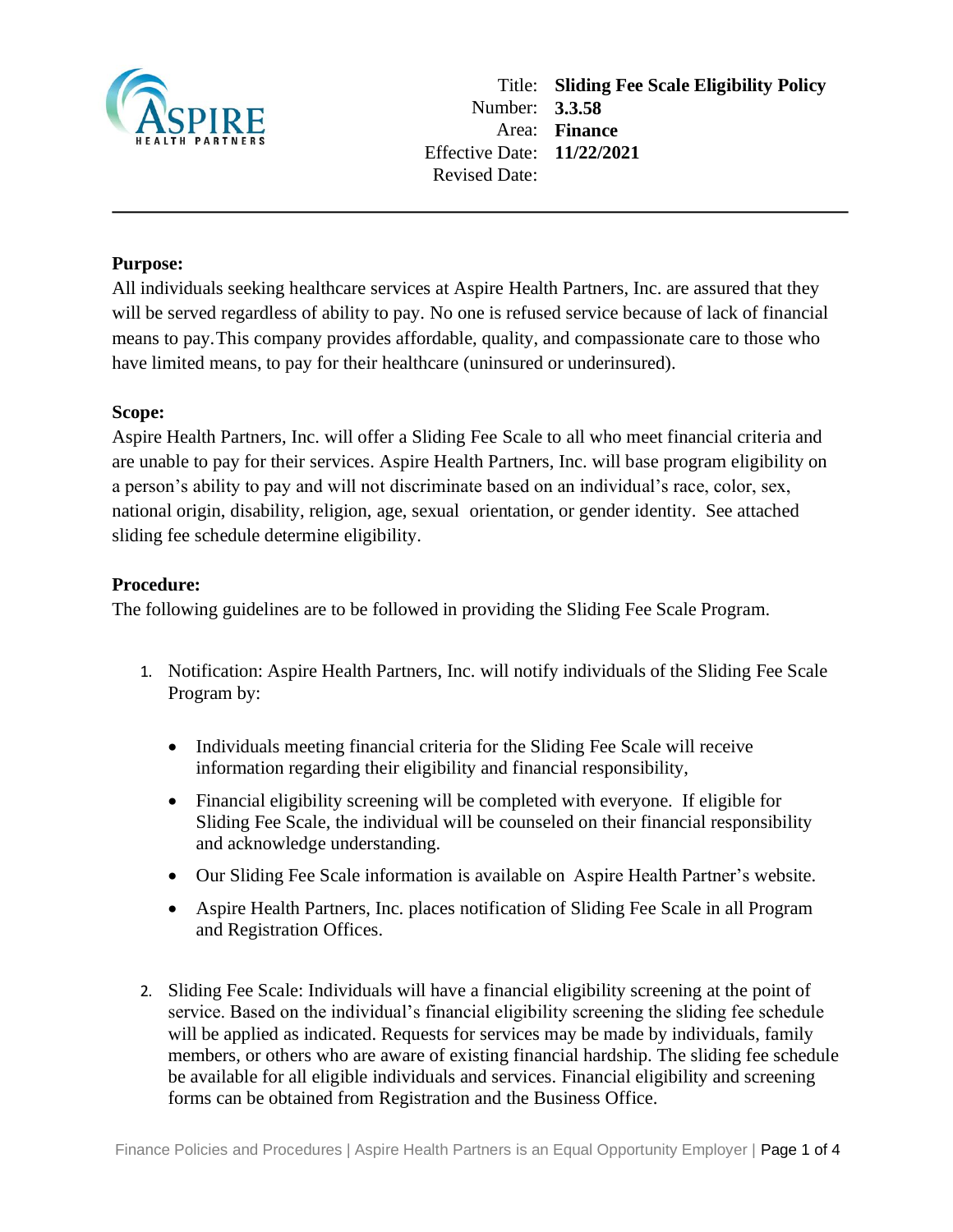| | |
|---|---|
| Title: | **Sliding Fee Scale Eligibility Policy** |
| Number: | **3.3.58** |
| Area: | **Finance** |
| Effective Date: | **11/22/2021** |
| Revised Date: | |

---

**Purpose:**

All individuals seeking healthcare services at Aspire Health Partners, Inc. are assured that they will be served regardless of ability to pay. No one is refused service because of lack of financial means to pay.This company provides affordable, quality, and compassionate care to those who have limited means, to pay for their healthcare (uninsured or underinsured).

**Scope:**

Aspire Health Partners, Inc. will offer a Sliding Fee Scale to all who meet financial criteria and are unable to pay for their services. Aspire Health Partners, Inc. will base program eligibility on a person's ability to pay and will not discriminate based on an individual's race, color, sex, national origin, disability, religion, age, sexual orientation, or gender identity. See attached sliding fee schedule determine eligibility.

**Procedure:**

The following guidelines are to be followed in providing the Sliding Fee Scale Program.

1. Notification: Aspire Health Partners, Inc. will notify individuals of the Sliding Fee Scale Program by:

   - Individuals meeting financial criteria for the Sliding Fee Scale will receive information regarding their eligibility and financial responsibility,
   - Financial eligibility screening will be completed with everyone. If eligible for Sliding Fee Scale, the individual will be counseled on their financial responsibility and acknowledge understanding.
   - Our Sliding Fee Scale information is available on Aspire Health Partner's website.
   - Aspire Health Partners, Inc. places notification of Sliding Fee Scale in all Program and Registration Offices.

2. Sliding Fee Scale: Individuals will have a financial eligibility screening at the point of service. Based on the individual's financial eligibility screening the sliding fee schedule will be applied as indicated. Requests for services may be made by individuals, family members, or others who are aware of existing financial hardship. The sliding fee schedule be available for all eligible individuals and services. Financial eligibility and screening forms can be obtained from Registration and the Business Office.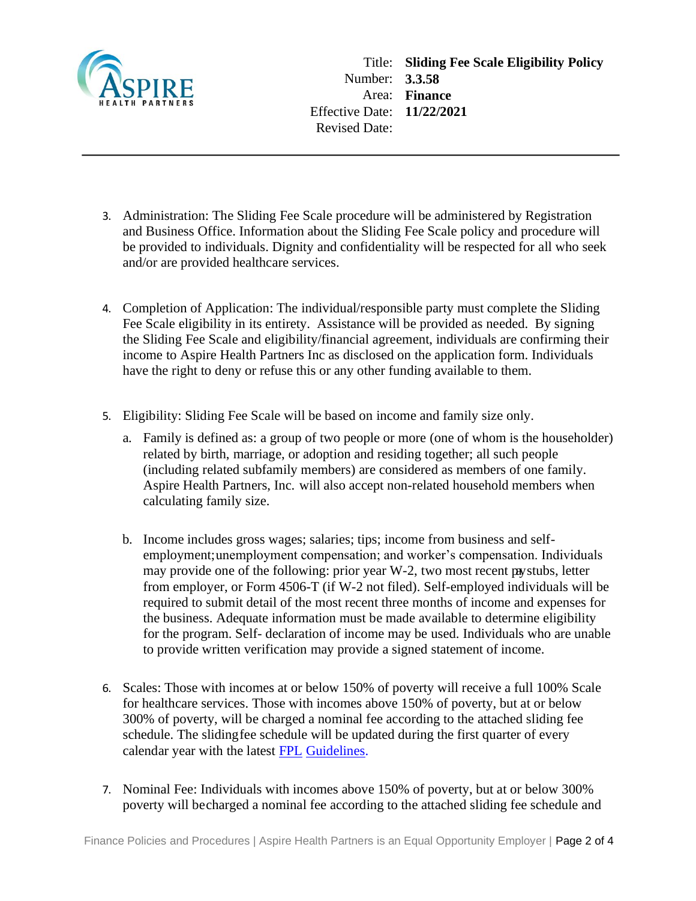| | |
|---|---|
| Title: | **Sliding Fee Scale Eligibility Policy** |
| Number: | **3.3.58** |
| Area: | **Finance** |
| Effective Date: | **11/22/2021** |
| Revised Date: | |

3. Administration: The Sliding Fee Scale procedure will be administered by Registration and Business Office. Information about the Sliding Fee Scale policy and procedure will be provided to individuals. Dignity and confidentiality will be respected for all who seek and/or are provided healthcare services.

4. Completion of Application: The individual/responsible party must complete the Sliding Fee Scale eligibility in its entirety. Assistance will be provided as needed. By signing the Sliding Fee Scale and eligibility/financial agreement, individuals are confirming their income to Aspire Health Partners Inc as disclosed on the application form. Individuals have the right to deny or refuse this or any other funding available to them.

5. Eligibility: Sliding Fee Scale will be based on income and family size only.
   a. Family is defined as: a group of two people or more (one of whom is the householder) related by birth, marriage, or adoption and residing together; all such people (including related subfamily members) are considered as members of one family. Aspire Health Partners, Inc. will also accept non-related household members when calculating family size.

   b. Income includes gross wages; salaries; tips; income from business and self-employment; unemployment compensation; and worker's compensation. Individuals may provide one of the following: prior year W-2, two most recent paystubs, letter from employer, or Form 4506-T (if W-2 not filed). Self-employed individuals will be required to submit detail of the most recent three months of income and expenses for the business. Adequate information must be made available to determine eligibility for the program. Self- declaration of income may be used. Individuals who are unable to provide written verification may provide a signed statement of income.

6. Scales: Those with incomes at or below 150% of poverty will receive a full 100% Scale for healthcare services. Those with incomes above 150% of poverty, but at or below 300% of poverty, will be charged a nominal fee according to the attached sliding fee schedule. The sliding fee schedule will be updated during the first quarter of every calendar year with the latest FPL Guidelines.

7. Nominal Fee: Individuals with incomes above 150% of poverty, but at or below 300% poverty will be charged a nominal fee according to the attached sliding fee schedule and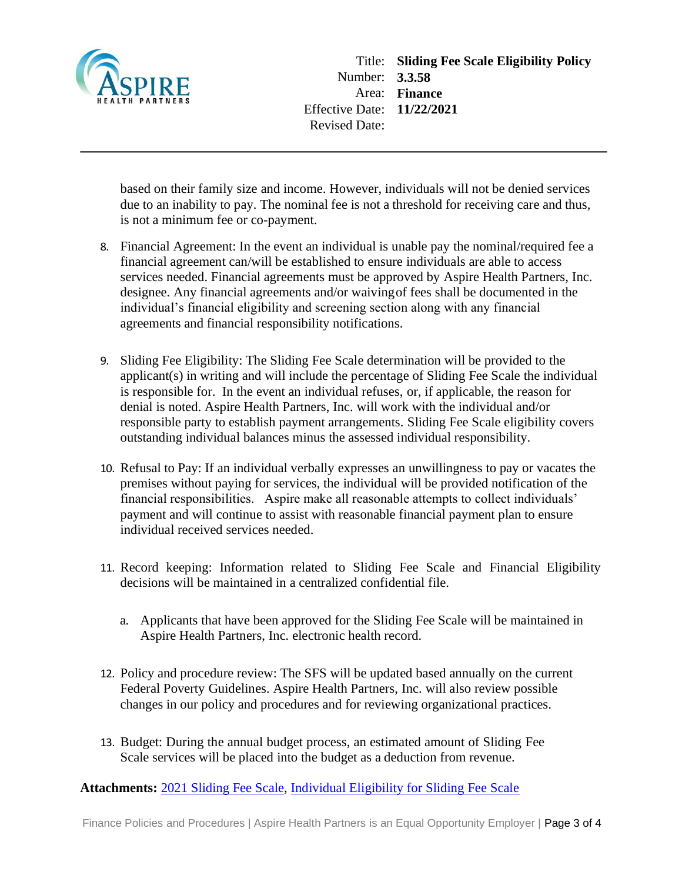based on their family size and income. However, individuals will not be denied services due to an inability to pay. The nominal fee is not a threshold for receiving care and thus, is not a minimum fee or co-payment.

8. Financial Agreement: In the event an individual is unable pay the nominal/required fee a financial agreement can/will be established to ensure individuals are able to access services needed. Financial agreements must be approved by Aspire Health Partners, Inc. designee. Any financial agreements and/or waiving of fees shall be documented in the individual's financial eligibility and screening section along with any financial agreements and financial responsibility notifications.

9. Sliding Fee Eligibility: The Sliding Fee Scale determination will be provided to the applicant(s) in writing and will include the percentage of Sliding Fee Scale the individual is responsible for. In the event an individual refuses, or, if applicable, the reason for denial is noted. Aspire Health Partners, Inc. will work with the individual and/or responsible party to establish payment arrangements. Sliding Fee Scale eligibility covers outstanding individual balances minus the assessed individual responsibility.

10. Refusal to Pay: If an individual verbally expresses an unwillingness to pay or vacates the premises without paying for services, the individual will be provided notification of the financial responsibilities. Aspire make all reasonable attempts to collect individuals' payment and will continue to assist with reasonable financial payment plan to ensure individual received services needed.

11. Record keeping: Information related to Sliding Fee Scale and Financial Eligibility decisions will be maintained in a centralized confidential file.

    a. Applicants that have been approved for the Sliding Fee Scale will be maintained in Aspire Health Partners, Inc. electronic health record.

12. Policy and procedure review: The SFS will be updated based annually on the current Federal Poverty Guidelines. Aspire Health Partners, Inc. will also review possible changes in our policy and procedures and for reviewing organizational practices.

13. Budget: During the annual budget process, an estimated amount of Sliding Fee Scale services will be placed into the budget as a deduction from revenue.

**Attachments:** 2021 Sliding Fee Scale, Individual Eligibility for Sliding Fee Scale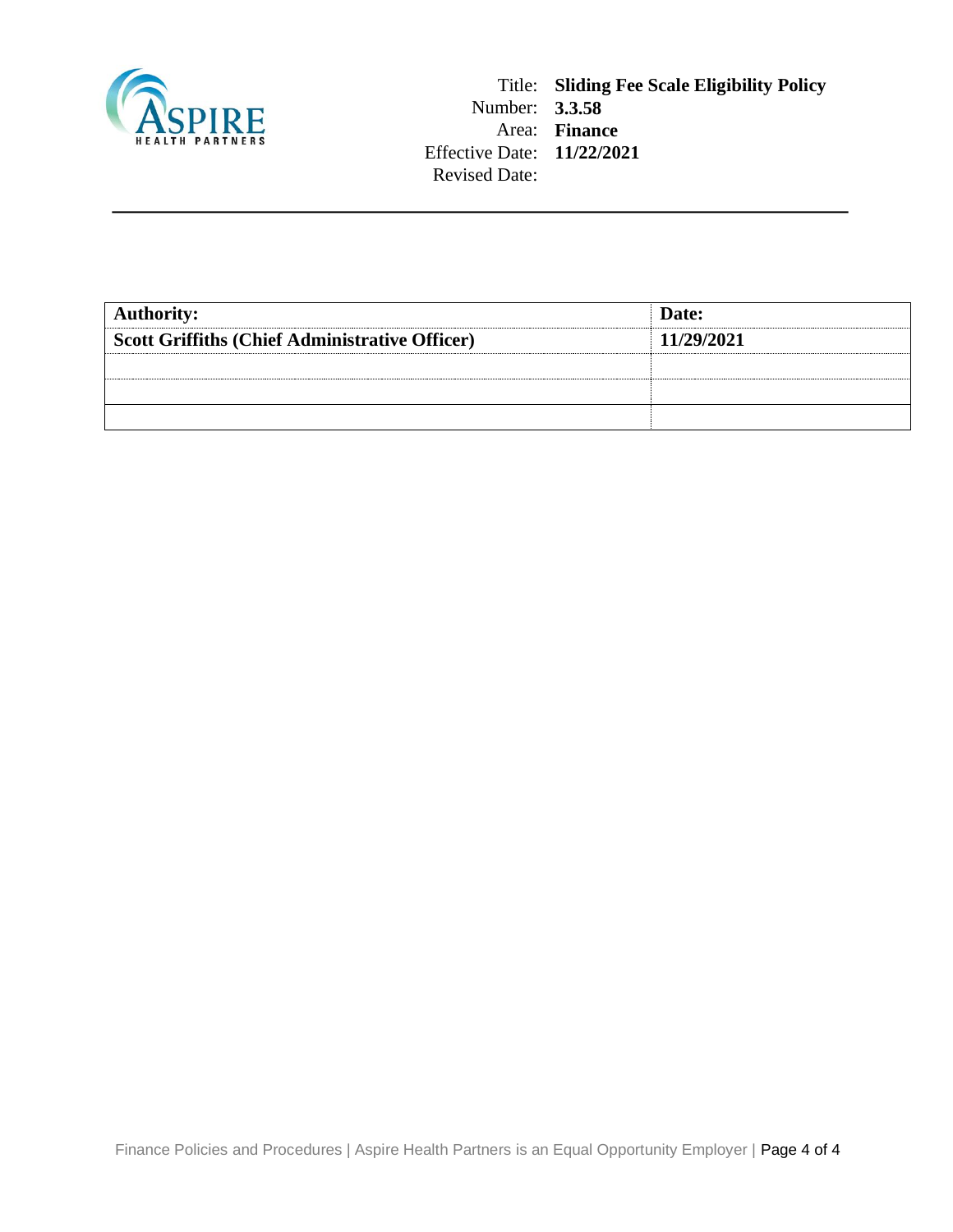Title: **Sliding Fee Scale Eligibility Policy**
Number: **3.3.58**
Area: **Finance**
Effective Date: **11/22/2021**
Revised Date:

| **Authority:** | **Date:** |
|---|---|
| **Scott Griffiths (Chief Administrative Officer)** | **11/29/2021** |
| | |
| | |
| | |